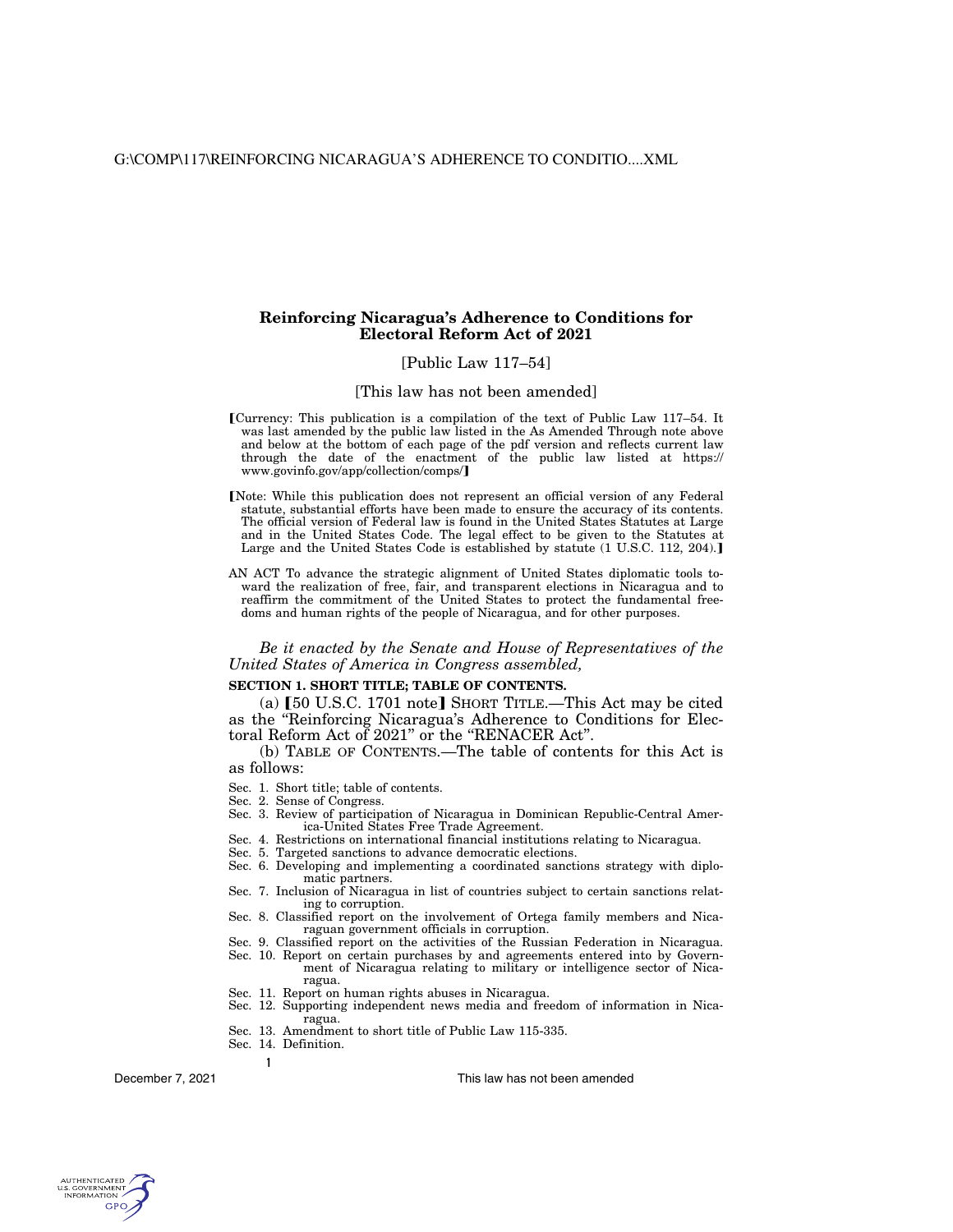# Reinforcing Nicaragua's Adherence to Conditions for Electoral Reform Act of 2021

[Public Law 117–54]

[This law has not been amended]

【Currency: This publication is a compilation of the text of Public Law 117–54. It was last amended by the public law listed in the As Amended Through note above and below at the bottom of each page of the pdf version and reflects current law through the date of the enactment of the public law listed at https://www.govinfo.gov/app/collection/comps/】

【Note: While this publication does not represent an official version of any Federal statute, substantial efforts have been made to ensure the accuracy of its contents. The official version of Federal law is found in the United States Statutes at Large and in the United States Code. The legal effect to be given to the Statutes at Large and the United States Code is established by statute (1 U.S.C. 112, 204).】

AN ACT To advance the strategic alignment of United States diplomatic tools toward the realization of free, fair, and transparent elections in Nicaragua and to reaffirm the commitment of the United States to protect the fundamental freedoms and human rights of the people of Nicaragua, and for other purposes.

*Be it enacted by the Senate and House of Representatives of the United States of America in Congress assembled,*

**SECTION 1. SHORT TITLE; TABLE OF CONTENTS.**

(a) 【50 U.S.C. 1701 note】 SHORT TITLE.—This Act may be cited as the "Reinforcing Nicaragua's Adherence to Conditions for Electoral Reform Act of 2021" or the "RENACER Act".

(b) TABLE OF CONTENTS.—The table of contents for this Act is as follows:

- Sec. 1. Short title; table of contents.
- Sec. 2. Sense of Congress.
- Sec. 3. Review of participation of Nicaragua in Dominican Republic-Central America-United States Free Trade Agreement.
- Sec. 4. Restrictions on international financial institutions relating to Nicaragua.
- Sec. 5. Targeted sanctions to advance democratic elections.
- Sec. 6. Developing and implementing a coordinated sanctions strategy with diplomatic partners.
- Sec. 7. Inclusion of Nicaragua in list of countries subject to certain sanctions relating to corruption.
- Sec. 8. Classified report on the involvement of Ortega family members and Nicaraguan government officials in corruption.
- Sec. 9. Classified report on the activities of the Russian Federation in Nicaragua.
- Sec. 10. Report on certain purchases by and agreements entered into by Government of Nicaragua relating to military or intelligence sector of Nicaragua.
- Sec. 11. Report on human rights abuses in Nicaragua.
- Sec. 12. Supporting independent news media and freedom of information in Nicaragua.
- Sec. 13. Amendment to short title of Public Law 115-335.
- Sec. 14. Definition.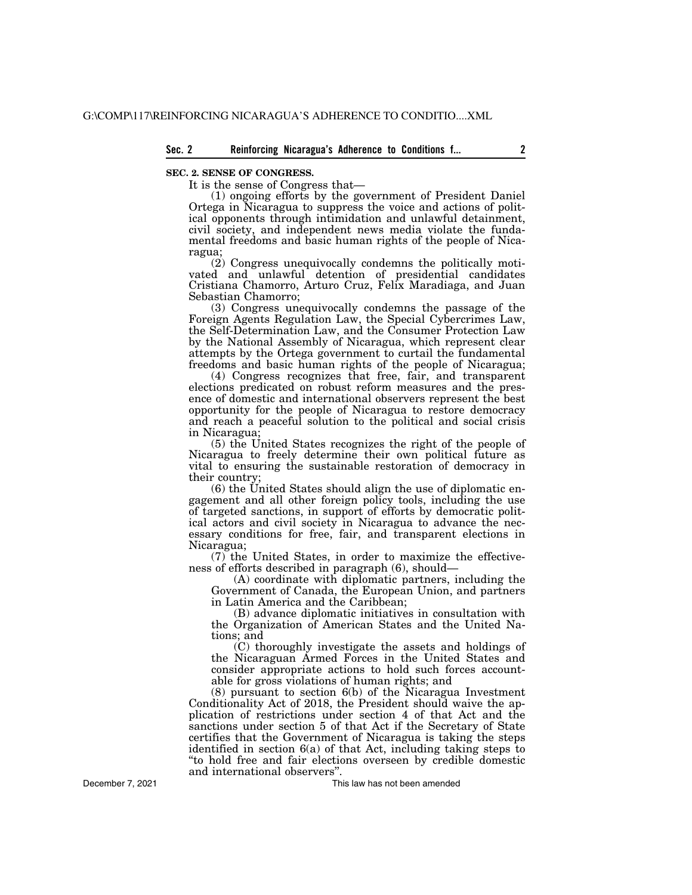**SEC. 2. SENSE OF CONGRESS.**

It is the sense of Congress that—

(1) ongoing efforts by the government of President Daniel Ortega in Nicaragua to suppress the voice and actions of political opponents through intimidation and unlawful detainment, civil society, and independent news media violate the fundamental freedoms and basic human rights of the people of Nicaragua;

(2) Congress unequivocally condemns the politically motivated and unlawful detention of presidential candidates Cristiana Chamorro, Arturo Cruz, Felix Maradiaga, and Juan Sebastian Chamorro;

(3) Congress unequivocally condemns the passage of the Foreign Agents Regulation Law, the Special Cybercrimes Law, the Self-Determination Law, and the Consumer Protection Law by the National Assembly of Nicaragua, which represent clear attempts by the Ortega government to curtail the fundamental freedoms and basic human rights of the people of Nicaragua;

(4) Congress recognizes that free, fair, and transparent elections predicated on robust reform measures and the presence of domestic and international observers represent the best opportunity for the people of Nicaragua to restore democracy and reach a peaceful solution to the political and social crisis in Nicaragua;

(5) the United States recognizes the right of the people of Nicaragua to freely determine their own political future as vital to ensuring the sustainable restoration of democracy in their country;

(6) the United States should align the use of diplomatic engagement and all other foreign policy tools, including the use of targeted sanctions, in support of efforts by democratic political actors and civil society in Nicaragua to advance the necessary conditions for free, fair, and transparent elections in Nicaragua;

(7) the United States, in order to maximize the effectiveness of efforts described in paragraph (6), should—

(A) coordinate with diplomatic partners, including the Government of Canada, the European Union, and partners in Latin America and the Caribbean;

(B) advance diplomatic initiatives in consultation with the Organization of American States and the United Nations; and

(C) thoroughly investigate the assets and holdings of the Nicaraguan Armed Forces in the United States and consider appropriate actions to hold such forces accountable for gross violations of human rights; and

(8) pursuant to section 6(b) of the Nicaragua Investment Conditionality Act of 2018, the President should waive the application of restrictions under section 4 of that Act and the sanctions under section 5 of that Act if the Secretary of State certifies that the Government of Nicaragua is taking the steps identified in section 6(a) of that Act, including taking steps to "to hold free and fair elections overseen by credible domestic and international observers".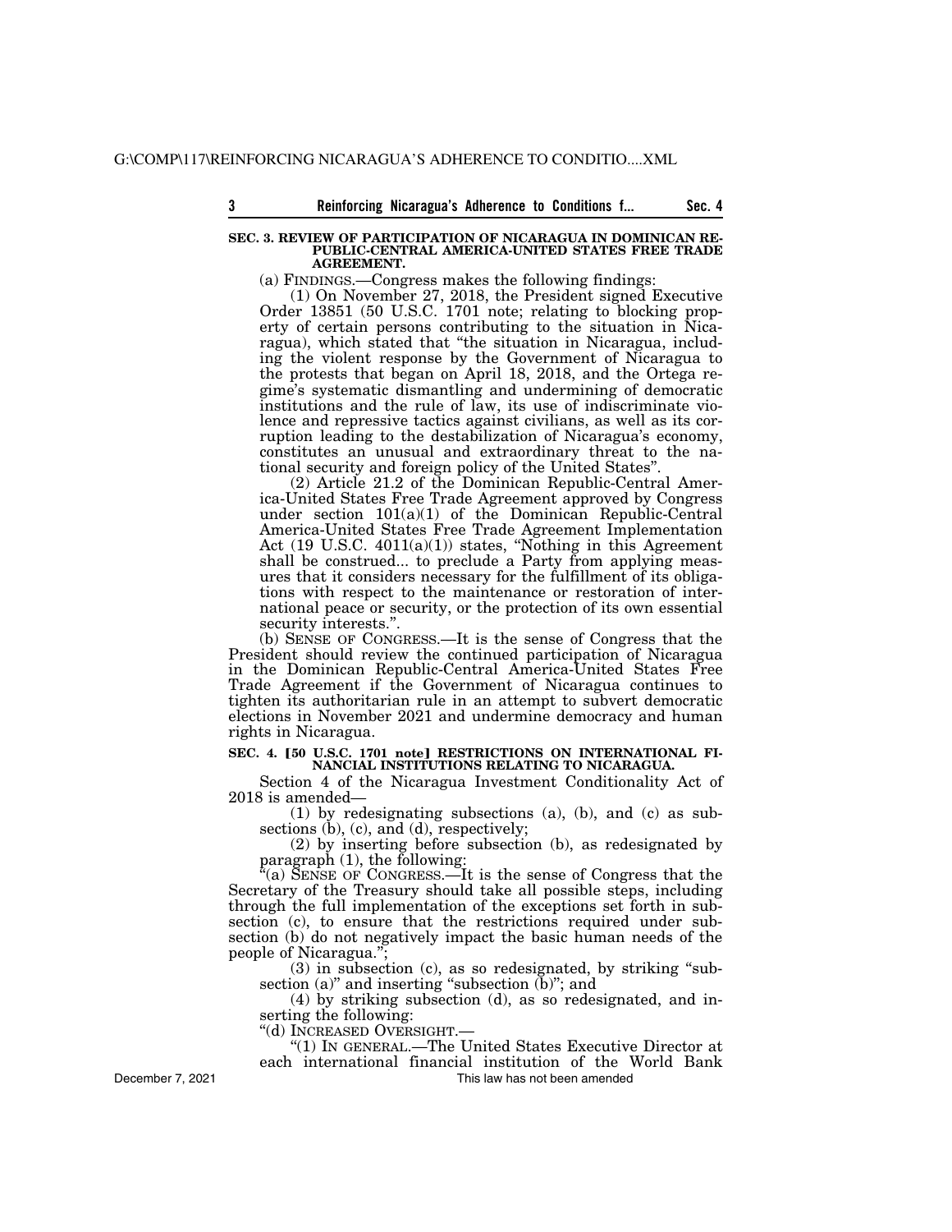**SEC. 3. REVIEW OF PARTICIPATION OF NICARAGUA IN DOMINICAN REPUBLIC-CENTRAL AMERICA-UNITED STATES FREE TRADE AGREEMENT.**

(a) FINDINGS.—Congress makes the following findings:

(1) On November 27, 2018, the President signed Executive Order 13851 (50 U.S.C. 1701 note; relating to blocking property of certain persons contributing to the situation in Nicaragua), which stated that "the situation in Nicaragua, including the violent response by the Government of Nicaragua to the protests that began on April 18, 2018, and the Ortega regime's systematic dismantling and undermining of democratic institutions and the rule of law, its use of indiscriminate violence and repressive tactics against civilians, as well as its corruption leading to the destabilization of Nicaragua's economy, constitutes an unusual and extraordinary threat to the national security and foreign policy of the United States".

(2) Article 21.2 of the Dominican Republic-Central America-United States Free Trade Agreement approved by Congress under section 101(a)(1) of the Dominican Republic-Central America-United States Free Trade Agreement Implementation Act (19 U.S.C. 4011(a)(1)) states, "Nothing in this Agreement shall be construed... to preclude a Party from applying measures that it considers necessary for the fulfillment of its obligations with respect to the maintenance or restoration of international peace or security, or the protection of its own essential security interests.".

(b) SENSE OF CONGRESS.—It is the sense of Congress that the President should review the continued participation of Nicaragua in the Dominican Republic-Central America-United States Free Trade Agreement if the Government of Nicaragua continues to tighten its authoritarian rule in an attempt to subvert democratic elections in November 2021 and undermine democracy and human rights in Nicaragua.

**SEC. 4. [50 U.S.C. 1701 note] RESTRICTIONS ON INTERNATIONAL FINANCIAL INSTITUTIONS RELATING TO NICARAGUA.**

Section 4 of the Nicaragua Investment Conditionality Act of 2018 is amended—

(1) by redesignating subsections (a), (b), and (c) as subsections (b), (c), and (d), respectively;

(2) by inserting before subsection (b), as redesignated by paragraph (1), the following:

"(a) SENSE OF CONGRESS.—It is the sense of Congress that the Secretary of the Treasury should take all possible steps, including through the full implementation of the exceptions set forth in subsection (c), to ensure that the restrictions required under subsection (b) do not negatively impact the basic human needs of the people of Nicaragua.";

(3) in subsection (c), as so redesignated, by striking "subsection (a)" and inserting "subsection (b)"; and

(4) by striking subsection (d), as so redesignated, and inserting the following:

"(d) INCREASED OVERSIGHT.—

"(1) IN GENERAL.—The United States Executive Director at each international financial institution of the World Bank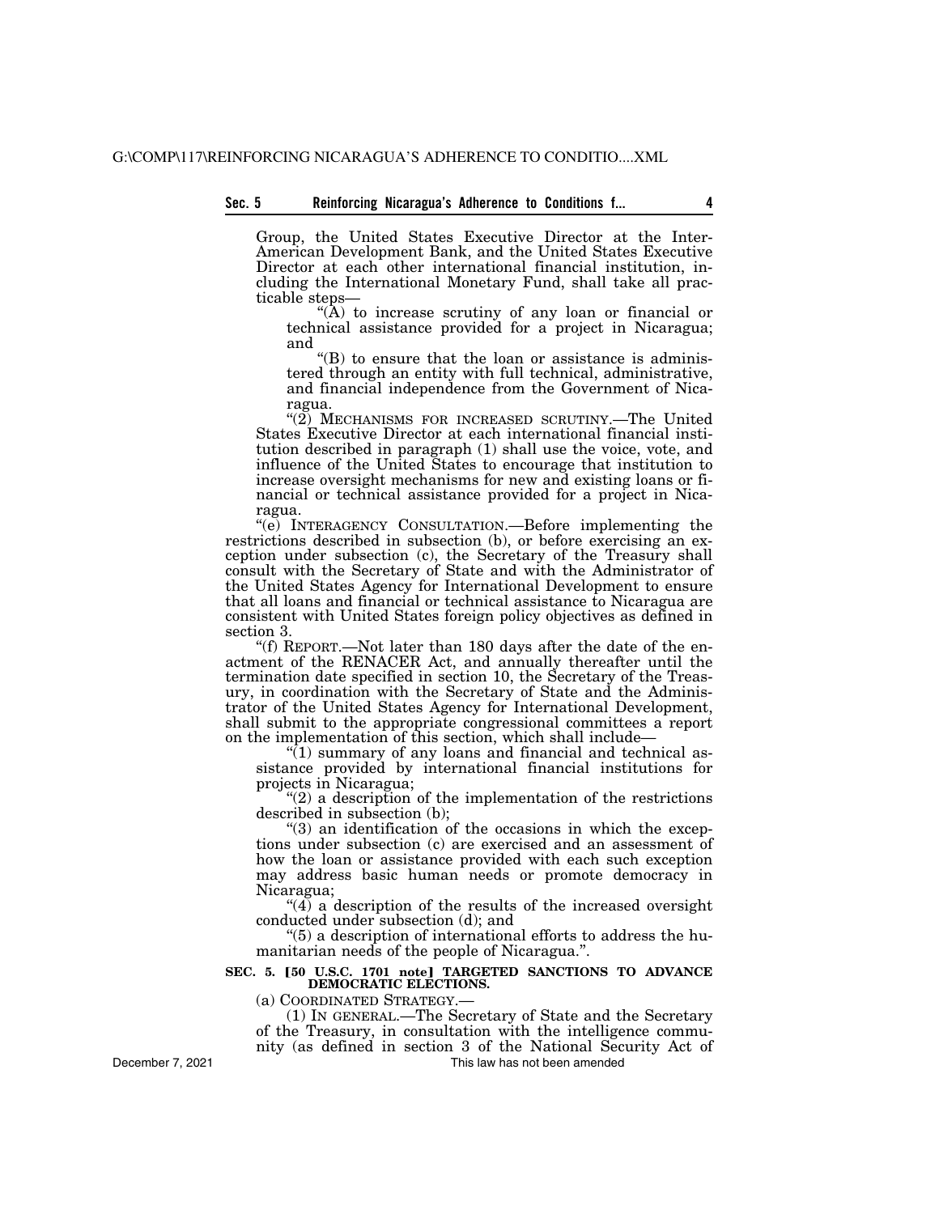Group, the United States Executive Director at the Inter-American Development Bank, and the United States Executive Director at each other international financial institution, including the International Monetary Fund, shall take all practicable steps—

"(A) to increase scrutiny of any loan or financial or technical assistance provided for a project in Nicaragua; and

"(B) to ensure that the loan or assistance is administered through an entity with full technical, administrative, and financial independence from the Government of Nicaragua.

"(2) MECHANISMS FOR INCREASED SCRUTINY.—The United States Executive Director at each international financial institution described in paragraph (1) shall use the voice, vote, and influence of the United States to encourage that institution to increase oversight mechanisms for new and existing loans or financial or technical assistance provided for a project in Nicaragua.

"(e) INTERAGENCY CONSULTATION.—Before implementing the restrictions described in subsection (b), or before exercising an exception under subsection (c), the Secretary of the Treasury shall consult with the Secretary of State and with the Administrator of the United States Agency for International Development to ensure that all loans and financial or technical assistance to Nicaragua are consistent with United States foreign policy objectives as defined in section 3.

"(f) REPORT.—Not later than 180 days after the date of the enactment of the RENACER Act, and annually thereafter until the termination date specified in section 10, the Secretary of the Treasury, in coordination with the Secretary of State and the Administrator of the United States Agency for International Development, shall submit to the appropriate congressional committees a report on the implementation of this section, which shall include—

"(1) summary of any loans and financial and technical assistance provided by international financial institutions for projects in Nicaragua;

"(2) a description of the implementation of the restrictions described in subsection (b);

"(3) an identification of the occasions in which the exceptions under subsection (c) are exercised and an assessment of how the loan or assistance provided with each such exception may address basic human needs or promote democracy in Nicaragua;

"(4) a description of the results of the increased oversight conducted under subsection (d); and

"(5) a description of international efforts to address the humanitarian needs of the people of Nicaragua.".

**SEC. 5. [50 U.S.C. 1701 note] TARGETED SANCTIONS TO ADVANCE DEMOCRATIC ELECTIONS.**

(a) COORDINATED STRATEGY.—

(1) IN GENERAL.—The Secretary of State and the Secretary of the Treasury, in consultation with the intelligence community (as defined in section 3 of the National Security Act of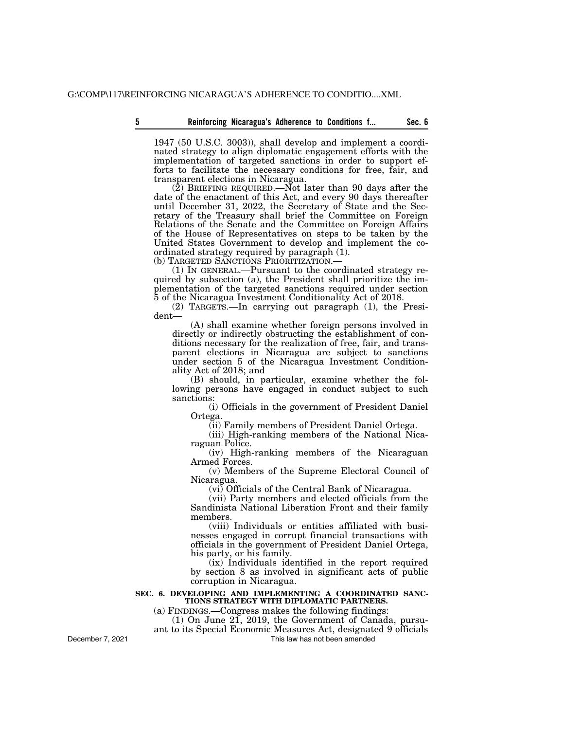1947 (50 U.S.C. 3003)), shall develop and implement a coordinated strategy to align diplomatic engagement efforts with the implementation of targeted sanctions in order to support efforts to facilitate the necessary conditions for free, fair, and transparent elections in Nicaragua.

(2) BRIEFING REQUIRED.—Not later than 90 days after the date of the enactment of this Act, and every 90 days thereafter until December 31, 2022, the Secretary of State and the Secretary of the Treasury shall brief the Committee on Foreign Relations of the Senate and the Committee on Foreign Affairs of the House of Representatives on steps to be taken by the United States Government to develop and implement the coordinated strategy required by paragraph (1).

(b) TARGETED SANCTIONS PRIORITIZATION.—

(1) IN GENERAL.—Pursuant to the coordinated strategy required by subsection (a), the President shall prioritize the implementation of the targeted sanctions required under section 5 of the Nicaragua Investment Conditionality Act of 2018.

(2) TARGETS.—In carrying out paragraph (1), the President—

(A) shall examine whether foreign persons involved in directly or indirectly obstructing the establishment of conditions necessary for the realization of free, fair, and transparent elections in Nicaragua are subject to sanctions under section 5 of the Nicaragua Investment Conditionality Act of 2018; and

(B) should, in particular, examine whether the following persons have engaged in conduct subject to such sanctions:

(i) Officials in the government of President Daniel Ortega.

(ii) Family members of President Daniel Ortega.

(iii) High-ranking members of the National Nicaraguan Police.

(iv) High-ranking members of the Nicaraguan Armed Forces.

(v) Members of the Supreme Electoral Council of Nicaragua.

(vi) Officials of the Central Bank of Nicaragua.

(vii) Party members and elected officials from the Sandinista National Liberation Front and their family members.

(viii) Individuals or entities affiliated with businesses engaged in corrupt financial transactions with officials in the government of President Daniel Ortega, his party, or his family.

(ix) Individuals identified in the report required by section 8 as involved in significant acts of public corruption in Nicaragua.

**SEC. 6. DEVELOPING AND IMPLEMENTING A COORDINATED SANCTIONS STRATEGY WITH DIPLOMATIC PARTNERS.**

(a) FINDINGS.—Congress makes the following findings:

(1) On June 21, 2019, the Government of Canada, pursuant to its Special Economic Measures Act, designated 9 officials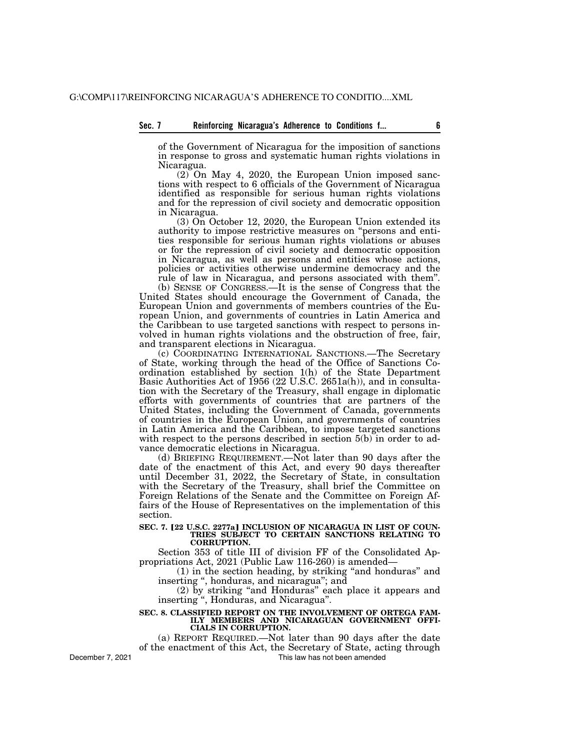of the Government of Nicaragua for the imposition of sanctions in response to gross and systematic human rights violations in Nicaragua.

(2) On May 4, 2020, the European Union imposed sanctions with respect to 6 officials of the Government of Nicaragua identified as responsible for serious human rights violations and for the repression of civil society and democratic opposition in Nicaragua.

(3) On October 12, 2020, the European Union extended its authority to impose restrictive measures on "persons and entities responsible for serious human rights violations or abuses or for the repression of civil society and democratic opposition in Nicaragua, as well as persons and entities whose actions, policies or activities otherwise undermine democracy and the rule of law in Nicaragua, and persons associated with them".

(b) SENSE OF CONGRESS.—It is the sense of Congress that the United States should encourage the Government of Canada, the European Union and governments of members countries of the European Union, and governments of countries in Latin America and the Caribbean to use targeted sanctions with respect to persons involved in human rights violations and the obstruction of free, fair, and transparent elections in Nicaragua.

(c) COORDINATING INTERNATIONAL SANCTIONS.—The Secretary of State, working through the head of the Office of Sanctions Coordination established by section 1(h) of the State Department Basic Authorities Act of 1956 (22 U.S.C. 2651a(h)), and in consultation with the Secretary of the Treasury, shall engage in diplomatic efforts with governments of countries that are partners of the United States, including the Government of Canada, governments of countries in the European Union, and governments of countries in Latin America and the Caribbean, to impose targeted sanctions with respect to the persons described in section 5(b) in order to advance democratic elections in Nicaragua.

(d) BRIEFING REQUIREMENT.—Not later than 90 days after the date of the enactment of this Act, and every 90 days thereafter until December 31, 2022, the Secretary of State, in consultation with the Secretary of the Treasury, shall brief the Committee on Foreign Relations of the Senate and the Committee on Foreign Affairs of the House of Representatives on the implementation of this section.

**SEC. 7. [22 U.S.C. 2277a] INCLUSION OF NICARAGUA IN LIST OF COUNTRIES SUBJECT TO CERTAIN SANCTIONS RELATING TO CORRUPTION.**

Section 353 of title III of division FF of the Consolidated Appropriations Act, 2021 (Public Law 116-260) is amended—

(1) in the section heading, by striking "and honduras" and inserting ", honduras, and nicaragua"; and

(2) by striking "and Honduras" each place it appears and inserting ", Honduras, and Nicaragua".

**SEC. 8. CLASSIFIED REPORT ON THE INVOLVEMENT OF ORTEGA FAMILY MEMBERS AND NICARAGUAN GOVERNMENT OFFICIALS IN CORRUPTION.**

(a) REPORT REQUIRED.—Not later than 90 days after the date of the enactment of this Act, the Secretary of State, acting through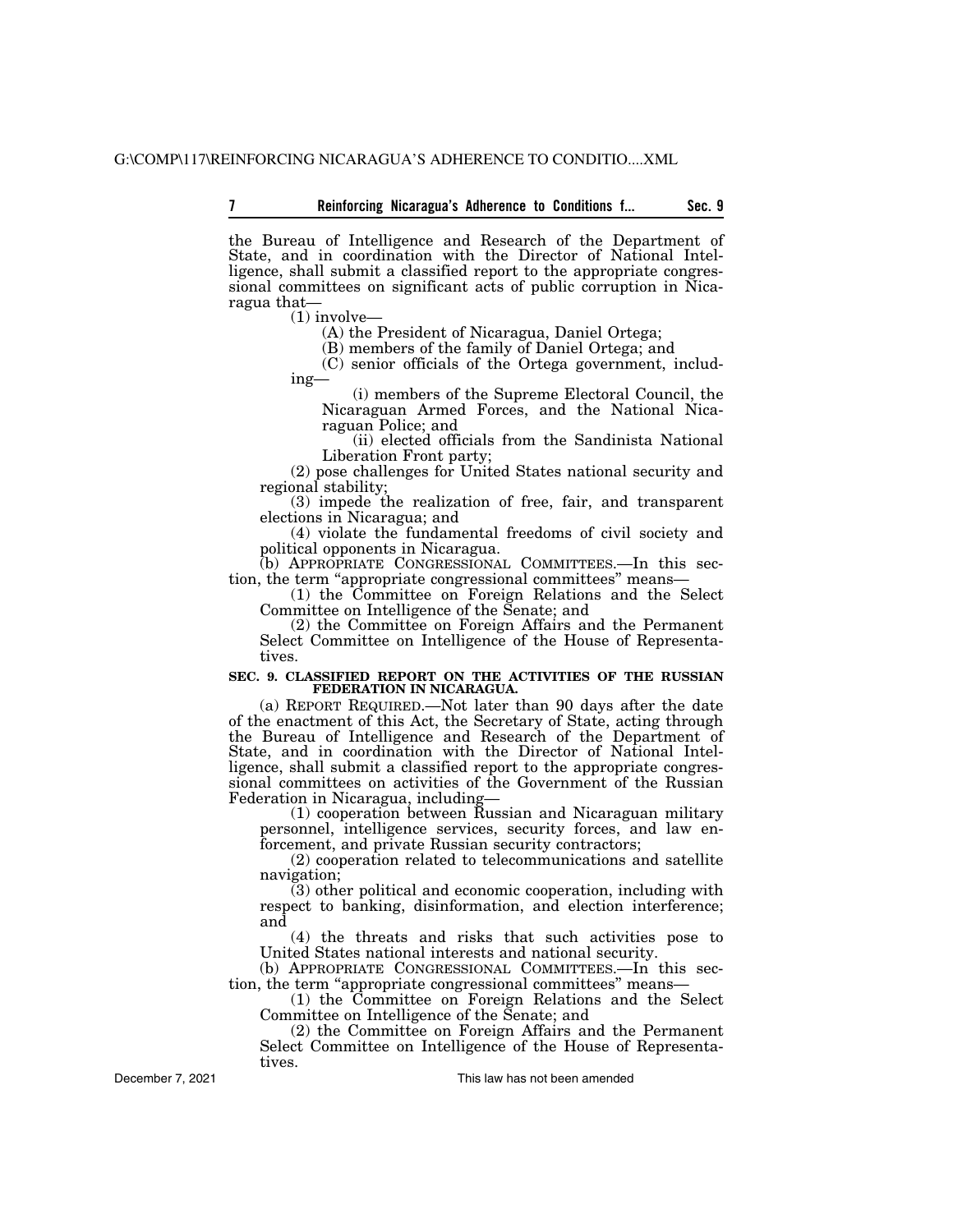the Bureau of Intelligence and Research of the Department of State, and in coordination with the Director of National Intelligence, shall submit a classified report to the appropriate congressional committees on significant acts of public corruption in Nicaragua that—

(1) involve—

(A) the President of Nicaragua, Daniel Ortega;

(B) members of the family of Daniel Ortega; and

(C) senior officials of the Ortega government, including—

(i) members of the Supreme Electoral Council, the Nicaraguan Armed Forces, and the National Nicaraguan Police; and

(ii) elected officials from the Sandinista National Liberation Front party;

(2) pose challenges for United States national security and regional stability;

(3) impede the realization of free, fair, and transparent elections in Nicaragua; and

(4) violate the fundamental freedoms of civil society and political opponents in Nicaragua.

(b) APPROPRIATE CONGRESSIONAL COMMITTEES.—In this section, the term "appropriate congressional committees" means—

(1) the Committee on Foreign Relations and the Select Committee on Intelligence of the Senate; and

(2) the Committee on Foreign Affairs and the Permanent Select Committee on Intelligence of the House of Representatives.

## SEC. 9. CLASSIFIED REPORT ON THE ACTIVITIES OF THE RUSSIAN FEDERATION IN NICARAGUA.

(a) REPORT REQUIRED.—Not later than 90 days after the date of the enactment of this Act, the Secretary of State, acting through the Bureau of Intelligence and Research of the Department of State, and in coordination with the Director of National Intelligence, shall submit a classified report to the appropriate congressional committees on activities of the Government of the Russian Federation in Nicaragua, including—

(1) cooperation between Russian and Nicaraguan military personnel, intelligence services, security forces, and law enforcement, and private Russian security contractors;

(2) cooperation related to telecommunications and satellite navigation;

(3) other political and economic cooperation, including with respect to banking, disinformation, and election interference; and

(4) the threats and risks that such activities pose to United States national interests and national security.

(b) APPROPRIATE CONGRESSIONAL COMMITTEES.—In this section, the term "appropriate congressional committees" means—

(1) the Committee on Foreign Relations and the Select Committee on Intelligence of the Senate; and

(2) the Committee on Foreign Affairs and the Permanent Select Committee on Intelligence of the House of Representatives.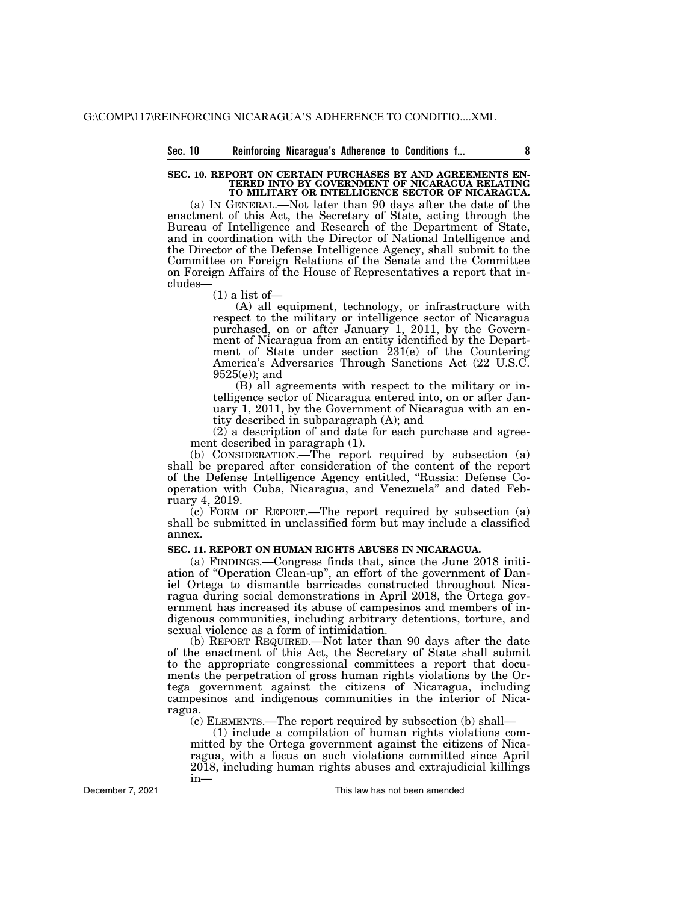## SEC. 10. REPORT ON CERTAIN PURCHASES BY AND AGREEMENTS ENTERED INTO BY GOVERNMENT OF NICARAGUA RELATING TO MILITARY OR INTELLIGENCE SECTOR OF NICARAGUA.

(a) IN GENERAL.—Not later than 90 days after the date of the enactment of this Act, the Secretary of State, acting through the Bureau of Intelligence and Research of the Department of State, and in coordination with the Director of National Intelligence and the Director of the Defense Intelligence Agency, shall submit to the Committee on Foreign Relations of the Senate and the Committee on Foreign Affairs of the House of Representatives a report that includes—

(1) a list of—

(A) all equipment, technology, or infrastructure with respect to the military or intelligence sector of Nicaragua purchased, on or after January 1, 2011, by the Government of Nicaragua from an entity identified by the Department of State under section 231(e) of the Countering America's Adversaries Through Sanctions Act (22 U.S.C. 9525(e)); and

(B) all agreements with respect to the military or intelligence sector of Nicaragua entered into, on or after January 1, 2011, by the Government of Nicaragua with an entity described in subparagraph (A); and

(2) a description of and date for each purchase and agreement described in paragraph (1).

(b) CONSIDERATION.—The report required by subsection (a) shall be prepared after consideration of the content of the report of the Defense Intelligence Agency entitled, "Russia: Defense Cooperation with Cuba, Nicaragua, and Venezuela" and dated February 4, 2019.

(c) FORM OF REPORT.—The report required by subsection (a) shall be submitted in unclassified form but may include a classified annex.

## SEC. 11. REPORT ON HUMAN RIGHTS ABUSES IN NICARAGUA.

(a) FINDINGS.—Congress finds that, since the June 2018 initiation of "Operation Clean-up", an effort of the government of Daniel Ortega to dismantle barricades constructed throughout Nicaragua during social demonstrations in April 2018, the Ortega government has increased its abuse of campesinos and members of indigenous communities, including arbitrary detentions, torture, and sexual violence as a form of intimidation.

(b) REPORT REQUIRED.—Not later than 90 days after the date of the enactment of this Act, the Secretary of State shall submit to the appropriate congressional committees a report that documents the perpetration of gross human rights violations by the Ortega government against the citizens of Nicaragua, including campesinos and indigenous communities in the interior of Nicaragua.

(c) ELEMENTS.—The report required by subsection (b) shall—

(1) include a compilation of human rights violations committed by the Ortega government against the citizens of Nicaragua, with a focus on such violations committed since April 2018, including human rights abuses and extrajudicial killings in—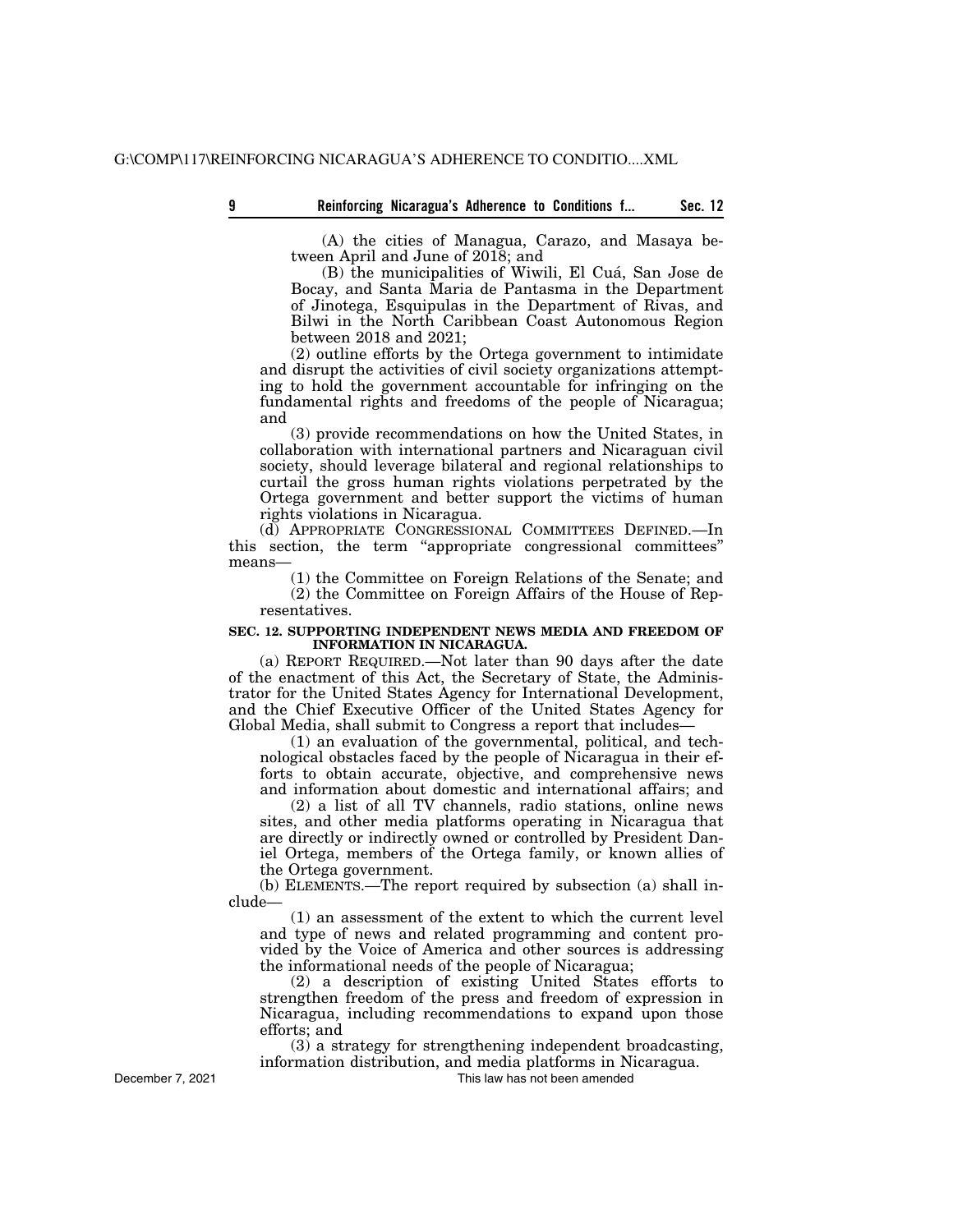(A) the cities of Managua, Carazo, and Masaya between April and June of 2018; and

(B) the municipalities of Wiwili, El Cuá, San Jose de Bocay, and Santa Maria de Pantasma in the Department of Jinotega, Esquipulas in the Department of Rivas, and Bilwi in the North Caribbean Coast Autonomous Region between 2018 and 2021;

(2) outline efforts by the Ortega government to intimidate and disrupt the activities of civil society organizations attempting to hold the government accountable for infringing on the fundamental rights and freedoms of the people of Nicaragua; and

(3) provide recommendations on how the United States, in collaboration with international partners and Nicaraguan civil society, should leverage bilateral and regional relationships to curtail the gross human rights violations perpetrated by the Ortega government and better support the victims of human rights violations in Nicaragua.

(d) APPROPRIATE CONGRESSIONAL COMMITTEES DEFINED.—In this section, the term "appropriate congressional committees" means—

(1) the Committee on Foreign Relations of the Senate; and

(2) the Committee on Foreign Affairs of the House of Representatives.

**SEC. 12. SUPPORTING INDEPENDENT NEWS MEDIA AND FREEDOM OF INFORMATION IN NICARAGUA.**

(a) REPORT REQUIRED.—Not later than 90 days after the date of the enactment of this Act, the Secretary of State, the Administrator for the United States Agency for International Development, and the Chief Executive Officer of the United States Agency for Global Media, shall submit to Congress a report that includes—

(1) an evaluation of the governmental, political, and technological obstacles faced by the people of Nicaragua in their efforts to obtain accurate, objective, and comprehensive news and information about domestic and international affairs; and

(2) a list of all TV channels, radio stations, online news sites, and other media platforms operating in Nicaragua that are directly or indirectly owned or controlled by President Daniel Ortega, members of the Ortega family, or known allies of the Ortega government.

(b) ELEMENTS.—The report required by subsection (a) shall include—

(1) an assessment of the extent to which the current level and type of news and related programming and content provided by the Voice of America and other sources is addressing the informational needs of the people of Nicaragua;

(2) a description of existing United States efforts to strengthen freedom of the press and freedom of expression in Nicaragua, including recommendations to expand upon those efforts; and

(3) a strategy for strengthening independent broadcasting, information distribution, and media platforms in Nicaragua.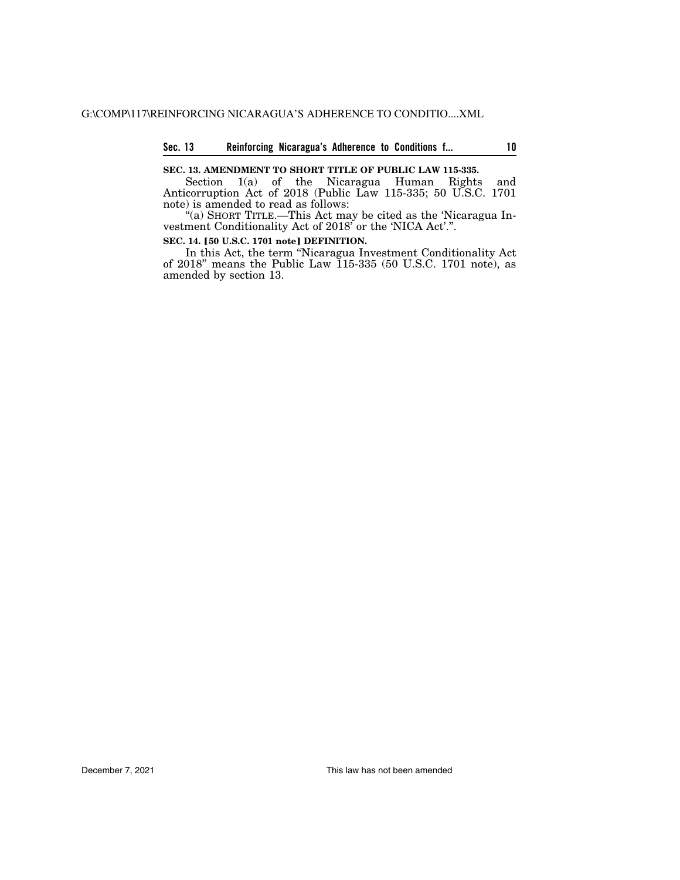**SEC. 13. AMENDMENT TO SHORT TITLE OF PUBLIC LAW 115-335.**

Section 1(a) of the Nicaragua Human Rights and Anticorruption Act of 2018 (Public Law 115-335; 50 U.S.C. 1701 note) is amended to read as follows:

"(a) SHORT TITLE.—This Act may be cited as the 'Nicaragua Investment Conditionality Act of 2018' or the 'NICA Act'.".

**SEC. 14. [50 U.S.C. 1701 note] DEFINITION.**

In this Act, the term "Nicaragua Investment Conditionality Act of 2018" means the Public Law 115-335 (50 U.S.C. 1701 note), as amended by section 13.